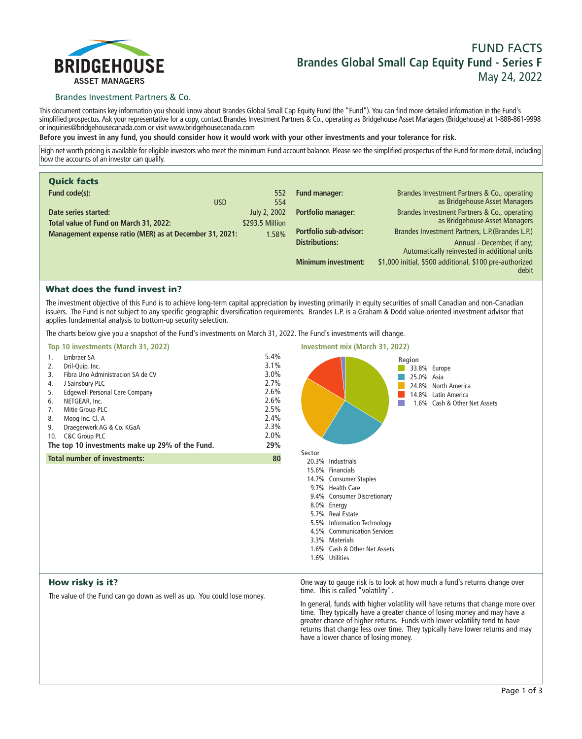BRIDGEHOUSE ASSET MANAGERS

# FUND FACTS
# Brandes Global Small Cap Equity Fund - Series F
May 24, 2022

Brandes Investment Partners & Co.

This document contains key information you should know about Brandes Global Small Cap Equity Fund (the "Fund"). You can find more detailed information in the Fund's simplified prospectus. Ask your representative for a copy, contact Brandes Investment Partners & Co., operating as Bridgehouse Asset Managers (Bridgehouse) at 1-888-861-9998 or inquiries@bridgehousecanada.com or visit www.bridgehousecanada.com

**Before you invest in any fund, you should consider how it would work with your other investments and your tolerance for risk.**

High net worth pricing is available for eligible investors who meet the minimum Fund account balance. Please see the simplified prospectus of the Fund for more detail, including how the accounts of an investor can qualify.

## Quick facts

| | | |
|---|---|---|
| **Fund code(s):** | | 552 |
| | USD | 554 |
| **Date series started:** | | July 2, 2002 |
| **Total value of Fund on March 31, 2022:** | | $293.5 Million |
| **Management expense ratio (MER) as at December 31, 2021:** | | 1.58% |

| | |
|---|---|
| **Fund manager:** | Brandes Investment Partners & Co., operating as Bridgehouse Asset Managers |
| **Portfolio manager:** | Brandes Investment Partners & Co., operating as Bridgehouse Asset Managers |
| **Portfolio sub-advisor:** | Brandes Investment Partners, L.P.(Brandes L.P.) |
| **Distributions:** | Annual - December, if any; Automatically reinvested in additional units |
| **Minimum investment:** | $1,000 initial, $500 additional, $100 pre-authorized debit |

## What does the fund invest in?

The investment objective of this Fund is to achieve long-term capital appreciation by investing primarily in equity securities of small Canadian and non-Canadian issuers. The Fund is not subject to any specific geographic diversification requirements. Brandes L.P. is a Graham & Dodd value-oriented investment advisor that applies fundamental analysis to bottom-up security selection.

The charts below give you a snapshot of the Fund's investments on March 31, 2022. The Fund's investments will change.

### Top 10 investments (March 31, 2022)

| | | |
|---|---|---|
| 1. | Embraer SA | 5.4% |
| 2. | Dril-Quip, Inc. | 3.1% |
| 3. | Fibra Uno Administracion SA de CV | 3.0% |
| 4. | J Sainsbury PLC | 2.7% |
| 5. | Edgewell Personal Care Company | 2.6% |
| 6. | NETGEAR, Inc. | 2.6% |
| 7. | Mitie Group PLC | 2.5% |
| 8. | Moog Inc. Cl. A | 2.4% |
| 9. | Draegerwerk AG & Co. KGaA | 2.3% |
| 10. | C&C Group PLC | 2.0% |
| | **The top 10 investments make up 29% of the Fund.** | **29%** |
| | **Total number of investments:** | **80** |

### Investment mix (March 31, 2022)

**Region**

| | |
|---|---|
| 33.8% | Europe |
| 25.0% | Asia |
| 24.8% | North America |
| 14.8% | Latin America |
| 1.6% | Cash & Other Net Assets |

**Sector**

| | |
|---|---|
| 20.3% | Industrials |
| 15.6% | Financials |
| 14.7% | Consumer Staples |
| 9.7% | Health Care |
| 9.4% | Consumer Discretionary |
| 8.0% | Energy |
| 5.7% | Real Estate |
| 5.5% | Information Technology |
| 4.5% | Communication Services |
| 3.3% | Materials |
| 1.6% | Cash & Other Net Assets |
| 1.6% | Utilities |

## How risky is it?

The value of the Fund can go down as well as up. You could lose money.

One way to gauge risk is to look at how much a fund's returns change over time. This is called "volatility".

In general, funds with higher volatility will have returns that change more over time. They typically have a greater chance of losing money and may have a greater chance of higher returns. Funds with lower volatility tend to have returns that change less over time. They typically have lower returns and may have a lower chance of losing money.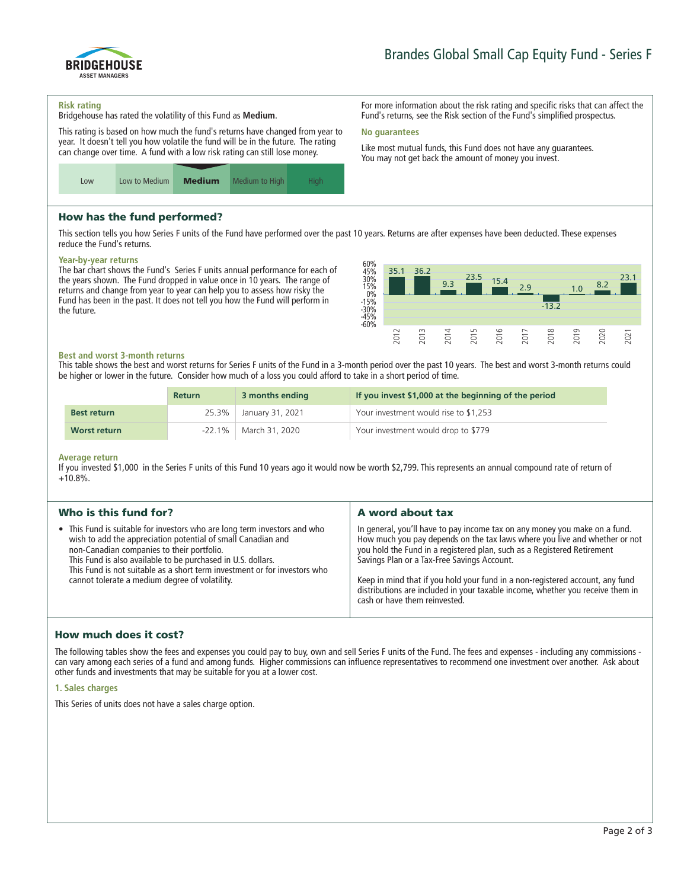Brandes Global Small Cap Equity Fund - Series F

### Risk rating

Bridgehouse has rated the volatility of this Fund as **Medium**.

This rating is based on how much the fund's returns have changed from year to year. It doesn't tell you how volatile the fund will be in the future. The rating can change over time. A fund with a low risk rating can still lose money.

| Low | Low to Medium | **Medium** | Medium to High | High |
|---|---|---|---|---|

For more information about the risk rating and specific risks that can affect the Fund's returns, see the Risk section of the Fund's simplified prospectus.

### No guarantees

Like most mutual funds, this Fund does not have any guarantees. You may not get back the amount of money you invest.

## How has the fund performed?

This section tells you how Series F units of the Fund have performed over the past 10 years. Returns are after expenses have been deducted. These expenses reduce the Fund's returns.

### Year-by-year returns

The bar chart shows the Fund's Series F units annual performance for each of the years shown. The Fund dropped in value once in 10 years. The range of returns and change from year to year can help you to assess how risky the Fund has been in the past. It does not tell you how the Fund will perform in the future.

| Year | 2012 | 2013 | 2014 | 2015 | 2016 | 2017 | 2018 | 2019 | 2020 | 2021 |
|---|---|---|---|---|---|---|---|---|---|---|
| Return (%) | 35.1 | 36.2 | 9.3 | 23.5 | 15.4 | 2.9 | -13.2 | 1.0 | 8.2 | 23.1 |

### Best and worst 3-month returns

This table shows the best and worst returns for Series F units of the Fund in a 3-month period over the past 10 years. The best and worst 3-month returns could be higher or lower in the future. Consider how much of a loss you could afford to take in a short period of time.

| | Return | 3 months ending | If you invest $1,000 at the beginning of the period |
|---|---|---|---|
| **Best return** | 25.3% | January 31, 2021 | Your investment would rise to $1,253 |
| **Worst return** | -22.1% | March 31, 2020 | Your investment would drop to $779 |

### Average return

If you invested $1,000 in the Series F units of this Fund 10 years ago it would now be worth $2,799. This represents an annual compound rate of return of +10.8%.

## Who is this fund for?

- This Fund is suitable for investors who are long term investors and who wish to add the appreciation potential of small Canadian and non-Canadian companies to their portfolio.
  This Fund is also available to be purchased in U.S. dollars.
  This Fund is not suitable as a short term investment or for investors who cannot tolerate a medium degree of volatility.

## A word about tax

In general, you'll have to pay income tax on any money you make on a fund. How much you pay depends on the tax laws where you live and whether or not you hold the Fund in a registered plan, such as a Registered Retirement Savings Plan or a Tax-Free Savings Account.

Keep in mind that if you hold your fund in a non-registered account, any fund distributions are included in your taxable income, whether you receive them in cash or have them reinvested.

## How much does it cost?

The following tables show the fees and expenses you could pay to buy, own and sell Series F units of the Fund. The fees and expenses - including any commissions - can vary among each series of a fund and among funds. Higher commissions can influence representatives to recommend one investment over another. Ask about other funds and investments that may be suitable for you at a lower cost.

### 1. Sales charges

This Series of units does not have a sales charge option.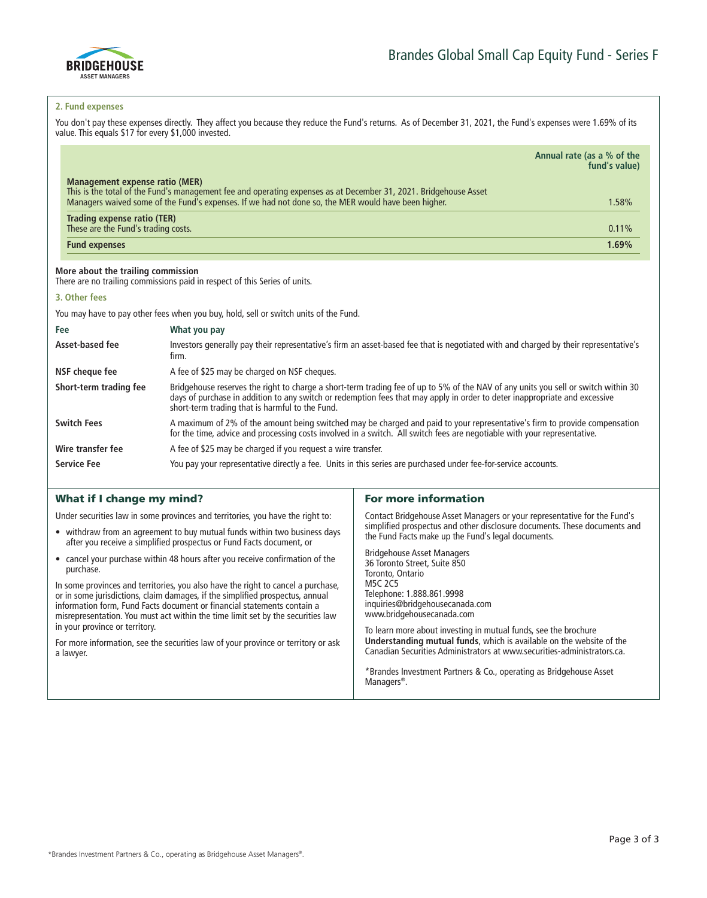# Brandes Global Small Cap Equity Fund - Series F

## 2. Fund expenses

You don't pay these expenses directly. They affect you because they reduce the Fund's returns. As of December 31, 2021, the Fund's expenses were 1.69% of its value. This equals $17 for every $1,000 invested.

| | Annual rate (as a % of the fund's value) |
|---|---|
| **Management expense ratio (MER)**<br>This is the total of the Fund's management fee and operating expenses as at December 31, 2021. Bridgehouse Asset Managers waived some of the Fund's expenses. If we had not done so, the MER would have been higher. | 1.58% |
| **Trading expense ratio (TER)**<br>These are the Fund's trading costs. | 0.11% |
| **Fund expenses** | **1.69%** |

**More about the trailing commission**
There are no trailing commissions paid in respect of this Series of units.

## 3. Other fees

You may have to pay other fees when you buy, hold, sell or switch units of the Fund.

| Fee | What you pay |
|---|---|
| **Asset-based fee** | Investors generally pay their representative's firm an asset-based fee that is negotiated with and charged by their representative's firm. |
| **NSF cheque fee** | A fee of $25 may be charged on NSF cheques. |
| **Short-term trading fee** | Bridgehouse reserves the right to charge a short-term trading fee of up to 5% of the NAV of any units you sell or switch within 30 days of purchase in addition to any switch or redemption fees that may apply in order to deter inappropriate and excessive short-term trading that is harmful to the Fund. |
| **Switch Fees** | A maximum of 2% of the amount being switched may be charged and paid to your representative's firm to provide compensation for the time, advice and processing costs involved in a switch. All switch fees are negotiable with your representative. |
| **Wire transfer fee** | A fee of $25 may be charged if you request a wire transfer. |
| **Service Fee** | You pay your representative directly a fee. Units in this series are purchased under fee-for-service accounts. |

## What if I change my mind?

Under securities law in some provinces and territories, you have the right to:

- withdraw from an agreement to buy mutual funds within two business days after you receive a simplified prospectus or Fund Facts document, or
- cancel your purchase within 48 hours after you receive confirmation of the purchase.

In some provinces and territories, you also have the right to cancel a purchase, or in some jurisdictions, claim damages, if the simplified prospectus, annual information form, Fund Facts document or financial statements contain a misrepresentation. You must act within the time limit set by the securities law in your province or territory.

For more information, see the securities law of your province or territory or ask a lawyer.

## For more information

Contact Bridgehouse Asset Managers or your representative for the Fund's simplified prospectus and other disclosure documents. These documents and the Fund Facts make up the Fund's legal documents.

Bridgehouse Asset Managers
36 Toronto Street, Suite 850
Toronto, Ontario
M5C 2C5
Telephone: 1.888.861.9998
inquiries@bridgehousecanada.com
www.bridgehousecanada.com

To learn more about investing in mutual funds, see the brochure **Understanding mutual funds**, which is available on the website of the Canadian Securities Administrators at www.securities-administrators.ca.

*Brandes Investment Partners & Co., operating as Bridgehouse Asset Managers®.